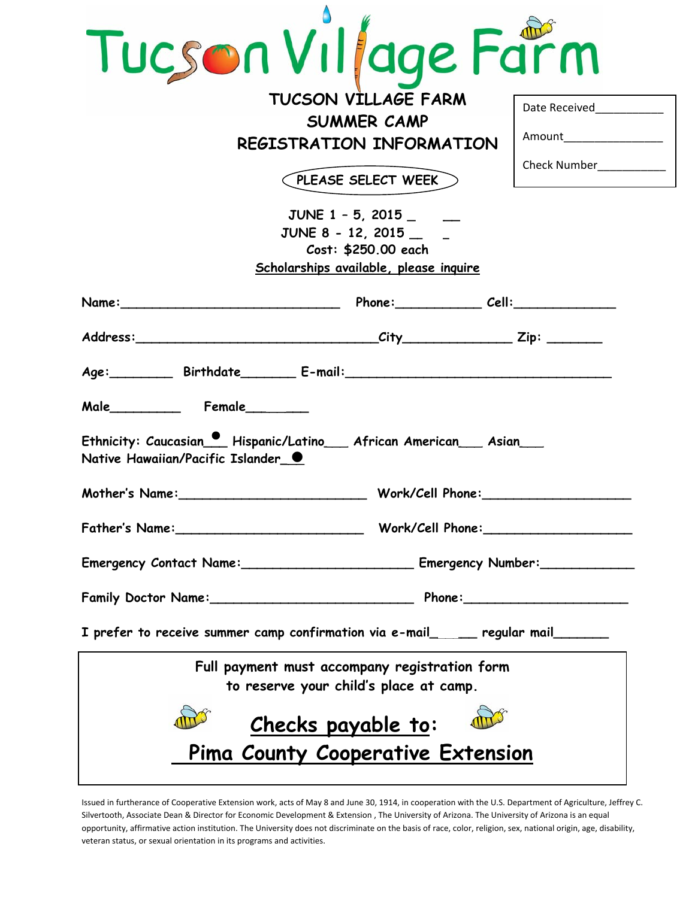# Tucson Village Farm

## TUCSON VILLAGE FARM
## SUMMER CAMP
## REGISTRATION INFORMATION

| |
|---|
| Date Received__________ |
| Amount_______________ |
| Check Number__________ |

**PLEASE SELECT WEEK**

JUNE 1 – 5, 2015 _____

JUNE 8 - 12, 2015 ____

Cost: $250.00 each

Scholarships available, please inquire

Name:____________________________ Phone:___________ Cell:_____________

Address:_______________________________City______________ Zip: _______

Age:________ Birthdate_______ E-mail:__________________________________

Male_________ Female________

Ethnicity: Caucasian___ Hispanic/Latino___ African American___ Asian___
Native Hawaiian/Pacific Islander___

Mother's Name:________________________ Work/Cell Phone:___________________

Father's Name:________________________ Work/Cell Phone:___________________

Emergency Contact Name:______________________ Emergency Number:____________

Family Doctor Name:__________________________ Phone:_____________________

I prefer to receive summer camp confirmation via e-mail______ regular mail_______

---

**Full payment must accompany registration form to reserve your child's place at camp.**

**Checks payable to:**

**Pima County Cooperative Extension**

---

Issued in furtherance of Cooperative Extension work, acts of May 8 and June 30, 1914, in cooperation with the U.S. Department of Agriculture, Jeffrey C. Silvertooth, Associate Dean & Director for Economic Development & Extension , The University of Arizona. The University of Arizona is an equal opportunity, affirmative action institution. The University does not discriminate on the basis of race, color, religion, sex, national origin, age, disability, veteran status, or sexual orientation in its programs and activities.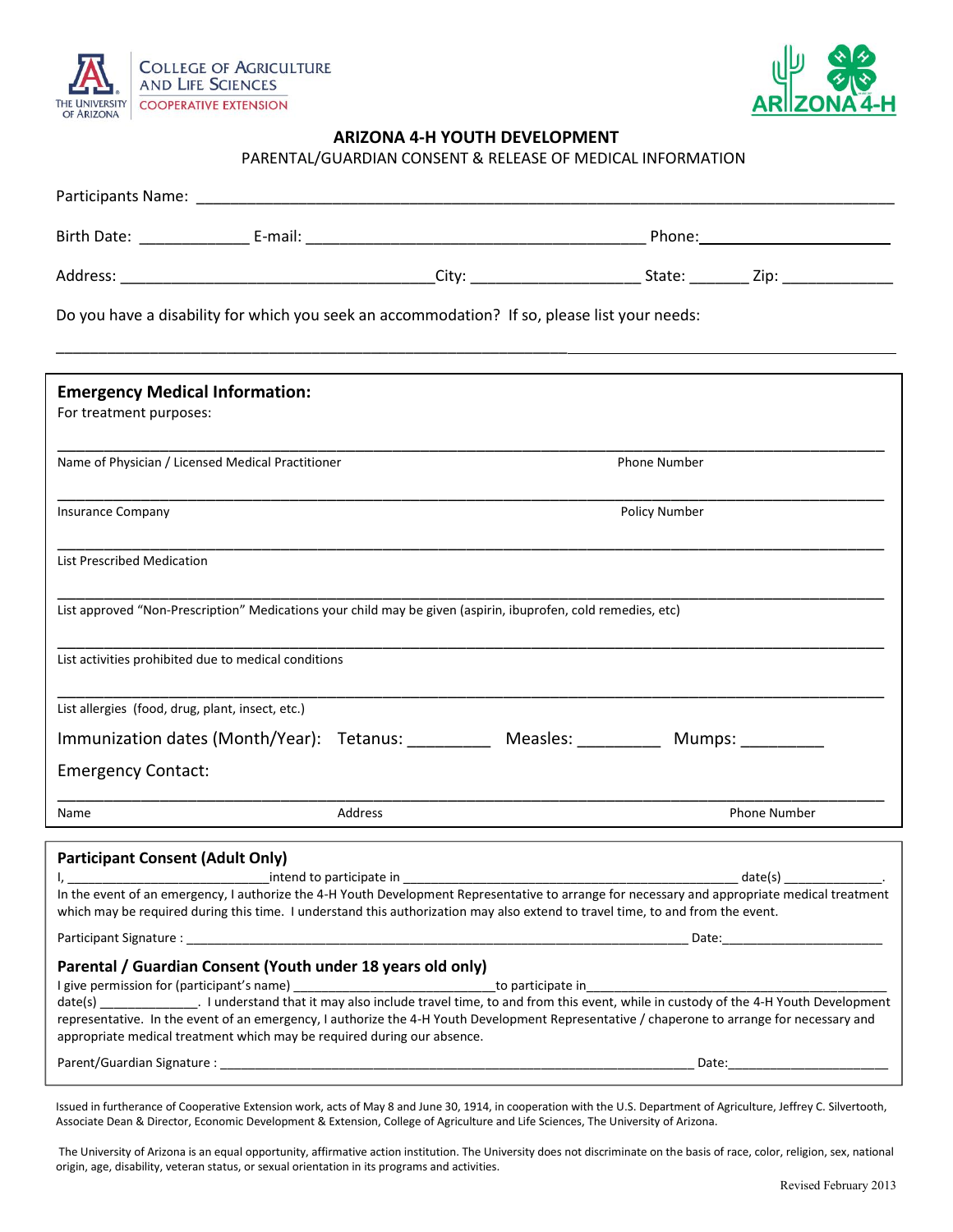THE UNIVERSITY OF ARIZONA | COLLEGE OF AGRICULTURE AND LIFE SCIENCES | COOPERATIVE EXTENSION

ARIZONA 4-H

# ARIZONA 4-H YOUTH DEVELOPMENT

PARENTAL/GUARDIAN CONSENT & RELEASE OF MEDICAL INFORMATION

Participants Name: ______________________________________________________________________________

Birth Date: ____________ E-mail: _______________________________________ Phone: ______________________

Address: ____________________________________City: ___________________ State: _______ Zip: _____________

Do you have a disability for which you seek an accommodation? If so, please list your needs:

____________________________________________________________________________________________________

## Emergency Medical Information:

For treatment purposes:

____________________________________________________________________________________________________

Name of Physician / Licensed Medical Practitioner Phone Number

____________________________________________________________________________________________________

Insurance Company Policy Number

____________________________________________________________________________________________________

List Prescribed Medication

____________________________________________________________________________________________________

List approved "Non-Prescription" Medications your child may be given (aspirin, ibuprofen, cold remedies, etc)

____________________________________________________________________________________________________

List activities prohibited due to medical conditions

____________________________________________________________________________________________________

List allergies (food, drug, plant, insect, etc.)

Immunization dates (Month/Year): Tetanus: _________ Measles: _________ Mumps: _________

Emergency Contact:

____________________________________________________________________________________________________

Name Address Phone Number

## Participant Consent (Adult Only)

I, ___________________________intend to participate in ________________________________________________ date(s) _____________.
In the event of an emergency, I authorize the 4-H Youth Development Representative to arrange for necessary and appropriate medical treatment which may be required during this time. I understand this authorization may also extend to travel time, to and from the event.

Participant Signature : _________________________________________________________________________ Date:______________________

## Parental / Guardian Consent (Youth under 18 years old only)

I give permission for (participant's name) ___________________________to participate in___________________________________________
date(s) _____________. I understand that it may also include travel time, to and from this event, while in custody of the 4-H Youth Development representative. In the event of an emergency, I authorize the 4-H Youth Development Representative / chaperone to arrange for necessary and appropriate medical treatment which may be required during our absence.

Parent/Guardian Signature : ____________________________________________________________________ Date:______________________

Issued in furtherance of Cooperative Extension work, acts of May 8 and June 30, 1914, in cooperation with the U.S. Department of Agriculture, Jeffrey C. Silvertooth, Associate Dean & Director, Economic Development & Extension, College of Agriculture and Life Sciences, The University of Arizona.

The University of Arizona is an equal opportunity, affirmative action institution. The University does not discriminate on the basis of race, color, religion, sex, national origin, age, disability, veteran status, or sexual orientation in its programs and activities.

Revised February 2013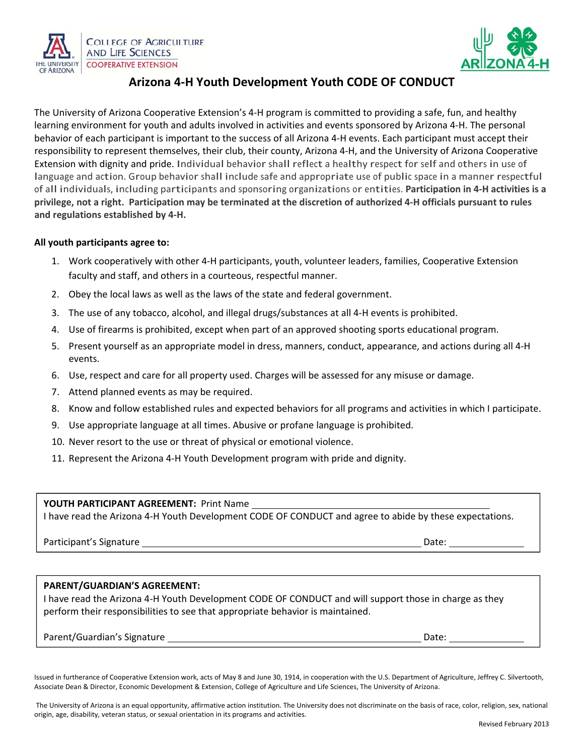THE UNIVERSITY OF ARIZONA | COLLEGE OF AGRICULTURE AND LIFE SCIENCES | COOPERATIVE EXTENSION

ARIZONA 4-H

# Arizona 4-H Youth Development Youth CODE OF CONDUCT

The University of Arizona Cooperative Extension's 4-H program is committed to providing a safe, fun, and healthy learning environment for youth and adults involved in activities and events sponsored by Arizona 4-H. The personal behavior of each participant is important to the success of all Arizona 4-H events. Each participant must accept their responsibility to represent themselves, their club, their county, Arizona 4-H, and the University of Arizona Cooperative Extension with dignity and pride. Individual behavior shall reflect a healthy respect for self and others in use of language and action. Group behavior shall include safe and appropriate use of public space in a manner respectful of all individuals, including participants and sponsoring organizations or entities. **Participation in 4-H activities is a privilege, not a right. Participation may be terminated at the discretion of authorized 4-H officials pursuant to rules and regulations established by 4-H.**

**All youth participants agree to:**

1. Work cooperatively with other 4-H participants, youth, volunteer leaders, families, Cooperative Extension faculty and staff, and others in a courteous, respectful manner.
2. Obey the local laws as well as the laws of the state and federal government.
3. The use of any tobacco, alcohol, and illegal drugs/substances at all 4-H events is prohibited.
4. Use of firearms is prohibited, except when part of an approved shooting sports educational program.
5. Present yourself as an appropriate model in dress, manners, conduct, appearance, and actions during all 4-H events.
6. Use, respect and care for all property used. Charges will be assessed for any misuse or damage.
7. Attend planned events as may be required.
8. Know and follow established rules and expected behaviors for all programs and activities in which I participate.
9. Use appropriate language at all times. Abusive or profane language is prohibited.
10. Never resort to the use or threat of physical or emotional violence.
11. Represent the Arizona 4-H Youth Development program with pride and dignity.

**YOUTH PARTICIPANT AGREEMENT:** Print Name \_\_\_\_\_\_\_\_\_\_\_\_\_\_\_\_\_\_\_\_\_\_\_\_\_\_\_\_\_\_\_\_\_\_\_\_
I have read the Arizona 4-H Youth Development CODE OF CONDUCT and agree to abide by these expectations.

Participant's Signature \_\_\_\_\_\_\_\_\_\_\_\_\_\_\_\_\_\_\_\_\_\_\_\_\_\_\_\_\_\_\_\_\_\_\_\_\_\_\_\_ Date: \_\_\_\_\_\_\_\_\_\_\_\_

**PARENT/GUARDIAN'S AGREEMENT:**
I have read the Arizona 4-H Youth Development CODE OF CONDUCT and will support those in charge as they perform their responsibilities to see that appropriate behavior is maintained.

Parent/Guardian's Signature \_\_\_\_\_\_\_\_\_\_\_\_\_\_\_\_\_\_\_\_\_\_\_\_\_\_\_\_\_\_\_\_\_\_\_\_\_\_ Date: \_\_\_\_\_\_\_\_\_\_\_\_

Issued in furtherance of Cooperative Extension work, acts of May 8 and June 30, 1914, in cooperation with the U.S. Department of Agriculture, Jeffrey C. Silvertooth, Associate Dean & Director, Economic Development & Extension, College of Agriculture and Life Sciences, The University of Arizona.

The University of Arizona is an equal opportunity, affirmative action institution. The University does not discriminate on the basis of race, color, religion, sex, national origin, age, disability, veteran status, or sexual orientation in its programs and activities.

Revised February 2013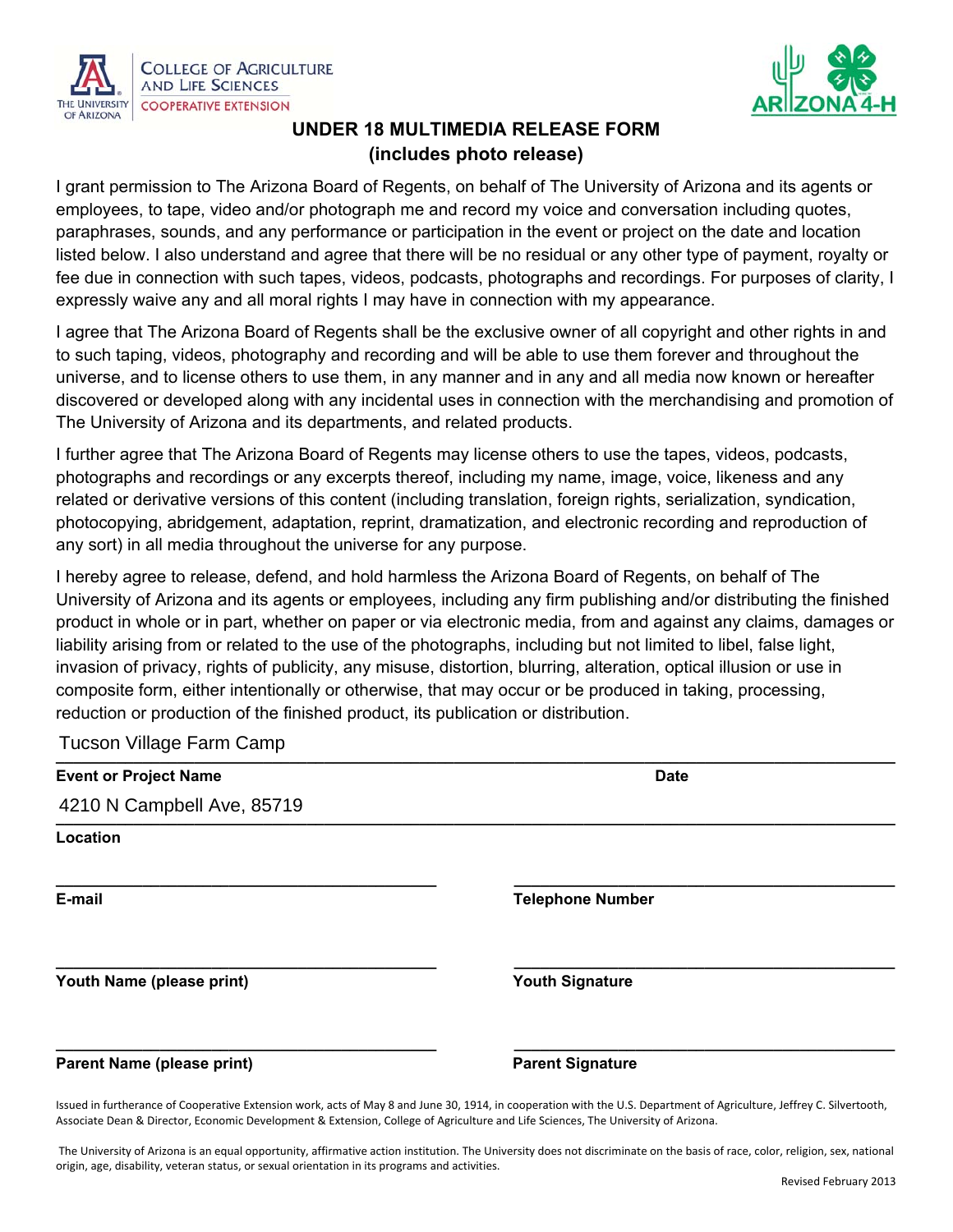COLLEGE OF AGRICULTURE AND LIFE SCIENCES
THE UNIVERSITY OF ARIZONA
COOPERATIVE EXTENSION

ARIZONA 4-H

## UNDER 18 MULTIMEDIA RELEASE FORM
## (includes photo release)

I grant permission to The Arizona Board of Regents, on behalf of The University of Arizona and its agents or employees, to tape, video and/or photograph me and record my voice and conversation including quotes, paraphrases, sounds, and any performance or participation in the event or project on the date and location listed below. I also understand and agree that there will be no residual or any other type of payment, royalty or fee due in connection with such tapes, videos, podcasts, photographs and recordings. For purposes of clarity, I expressly waive any and all moral rights I may have in connection with my appearance.

I agree that The Arizona Board of Regents shall be the exclusive owner of all copyright and other rights in and to such taping, videos, photography and recording and will be able to use them forever and throughout the universe, and to license others to use them, in any manner and in any and all media now known or hereafter discovered or developed along with any incidental uses in connection with the merchandising and promotion of The University of Arizona and its departments, and related products.

I further agree that The Arizona Board of Regents may license others to use the tapes, videos, podcasts, photographs and recordings or any excerpts thereof, including my name, image, voice, likeness and any related or derivative versions of this content (including translation, foreign rights, serialization, syndication, photocopying, abridgement, adaptation, reprint, dramatization, and electronic recording and reproduction of any sort) in all media throughout the universe for any purpose.

I hereby agree to release, defend, and hold harmless the Arizona Board of Regents, on behalf of The University of Arizona and its agents or employees, including any firm publishing and/or distributing the finished product in whole or in part, whether on paper or via electronic media, from and against any claims, damages or liability arising from or related to the use of the photographs, including but not limited to libel, false light, invasion of privacy, rights of publicity, any misuse, distortion, blurring, alteration, optical illusion or use in composite form, either intentionally or otherwise, that may occur or be produced in taking, processing, reduction or production of the finished product, its publication or distribution.

Tucson Village Farm Camp
**Event or Project Name** **Date**

4210 N Campbell Ave, 85719
**Location**

______________________________ ______________________________
**E-mail** **Telephone Number**

______________________________ ______________________________
**Youth Name (please print)** **Youth Signature**

______________________________ ______________________________
**Parent Name (please print)** **Parent Signature**

Issued in furtherance of Cooperative Extension work, acts of May 8 and June 30, 1914, in cooperation with the U.S. Department of Agriculture, Jeffrey C. Silvertooth, Associate Dean & Director, Economic Development & Extension, College of Agriculture and Life Sciences, The University of Arizona.

The University of Arizona is an equal opportunity, affirmative action institution. The University does not discriminate on the basis of race, color, religion, sex, national origin, age, disability, veteran status, or sexual orientation in its programs and activities.

Revised February 2013